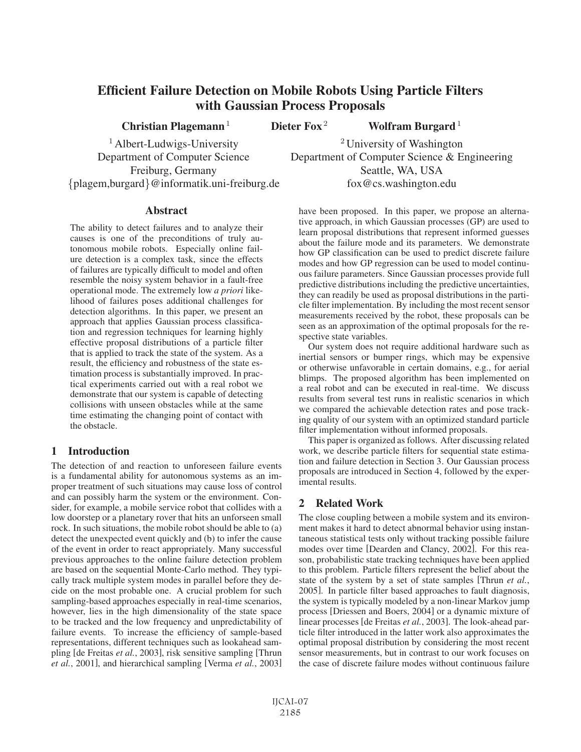# Efficient Failure Detection on Mobile Robots Using Particle Filters with Gaussian Process Proposals

**Christian Plagemann** [1] **Dieter Fox** [2] **Wolfram Burgard** [1]

[1] Albert-Ludwigs-University
Department of Computer Science
Freiburg, Germany
{plagem,burgard}@informatik.uni-freiburg.de

[2] University of Washington
Department of Computer Science & Engineering
Seattle, WA, USA
fox@cs.washington.edu

## Abstract

The ability to detect failures and to analyze their causes is one of the preconditions of truly autonomous mobile robots. Especially online failure detection is a complex task, since the effects of failures are typically difficult to model and often resemble the noisy system behavior in a fault-free operational mode. The extremely low *a priori* likelihood of failures poses additional challenges for detection algorithms. In this paper, we present an approach that applies Gaussian process classification and regression techniques for learning highly effective proposal distributions of a particle filter that is applied to track the state of the system. As a result, the efficiency and robustness of the state estimation process is substantially improved. In practical experiments carried out with a real robot we demonstrate that our system is capable of detecting collisions with unseen obstacles while at the same time estimating the changing point of contact with the obstacle.

## 1 Introduction

The detection of and reaction to unforeseen failure events is a fundamental ability for autonomous systems as an improper treatment of such situations may cause loss of control and can possibly harm the system or the environment. Consider, for example, a mobile service robot that collides with a low doorstep or a planetary rover that hits an unforseen small rock. In such situations, the mobile robot should be able to (a) detect the unexpected event quickly and (b) to infer the cause of the event in order to react appropriately. Many successful previous approaches to the online failure detection problem are based on the sequential Monte-Carlo method. They typically track multiple system modes in parallel before they decide on the most probable one. A crucial problem for such sampling-based approaches especially in real-time scenarios, however, lies in the high dimensionality of the state space to be tracked and the low frequency and unpredictability of failure events. To increase the efficiency of sample-based representations, different techniques such as lookahead sampling [de Freitas *et al.*, 2003], risk sensitive sampling [Thrun *et al.*, 2001], and hierarchical sampling [Verma *et al.*, 2003] have been proposed. In this paper, we propose an alternative approach, in which Gaussian processes (GP) are used to learn proposal distributions that represent informed guesses about the failure mode and its parameters. We demonstrate how GP classification can be used to predict discrete failure modes and how GP regression can be used to model continuous failure parameters. Since Gaussian processes provide full predictive distributions including the predictive uncertainties, they can readily be used as proposal distributions in the particle filter implementation. By including the most recent sensor measurements received by the robot, these proposals can be seen as an approximation of the optimal proposals for the respective state variables.

Our system does not require additional hardware such as inertial sensors or bumper rings, which may be expensive or otherwise unfavorable in certain domains, e.g., for aerial blimps. The proposed algorithm has been implemented on a real robot and can be executed in real-time. We discuss results from several test runs in realistic scenarios in which we compared the achievable detection rates and pose tracking quality of our system with an optimized standard particle filter implementation without informed proposals.

This paper is organized as follows. After discussing related work, we describe particle filters for sequential state estimation and failure detection in Section 3. Our Gaussian process proposals are introduced in Section 4, followed by the experimental results.

## 2 Related Work

The close coupling between a mobile system and its environment makes it hard to detect abnormal behavior using instantaneous statistical tests only without tracking possible failure modes over time [Dearden and Clancy, 2002]. For this reason, probabilistic state tracking techniques have been applied to this problem. Particle filters represent the belief about the state of the system by a set of state samples [Thrun *et al.*, 2005]. In particle filter based approaches to fault diagnosis, the system is typically modeled by a non-linear Markov jump process [Driessen and Boers, 2004] or a dynamic mixture of linear processes [de Freitas *et al.*, 2003]. The look-ahead particle filter introduced in the latter work also approximates the optimal proposal distribution by considering the most recent sensor measurements, but in contrast to our work focuses on the case of discrete failure modes without continuous failure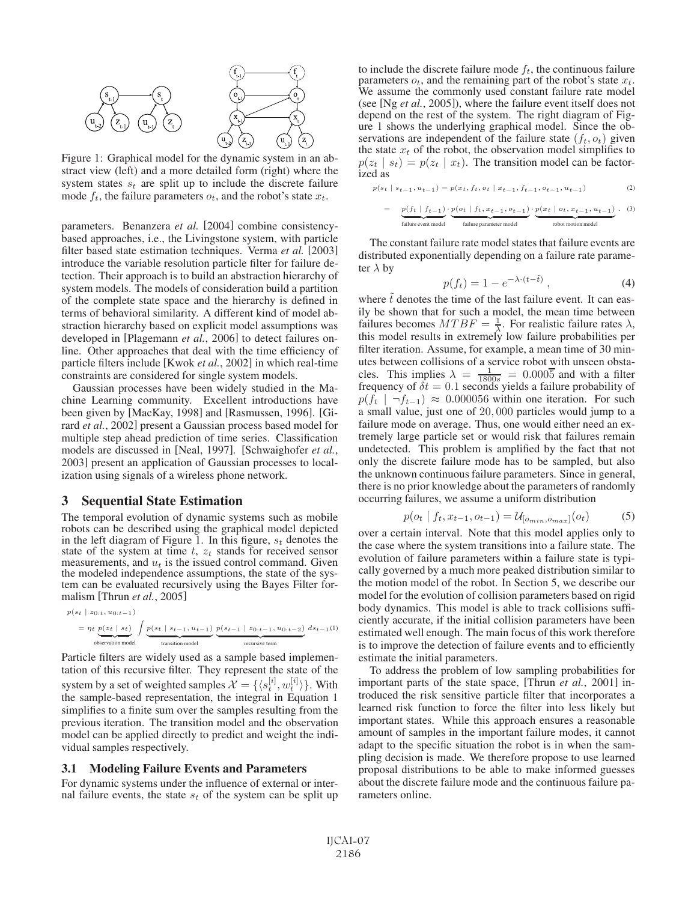Figure 1: Graphical model for the dynamic system in an abstract view (left) and a more detailed form (right) where the system states $s_t$ are split up to include the discrete failure mode $f_t$, the failure parameters $o_t$, and the robot's state $x_t$.

parameters. Benanzera *et al.* [2004] combine consistency-based approaches, i.e., the Livingstone system, with particle filter based state estimation techniques. Verma *et al.* [2003] introduce the variable resolution particle filter for failure detection. Their approach is to build an abstraction hierarchy of system models. The models of consideration build a partition of the complete state space and the hierarchy is defined in terms of behavioral similarity. A different kind of model abstraction hierarchy based on explicit model assumptions was developed in [Plagemann *et al.*, 2006] to detect failures online. Other approaches that deal with the time efficiency of particle filters include [Kwok *et al.*, 2002] in which real-time constraints are considered for single system models.

Gaussian processes have been widely studied in the Machine Learning community. Excellent introductions have been given by [MacKay, 1998] and [Rasmussen, 1996]. [Girard *et al.*, 2002] present a Gaussian process based model for multiple step ahead prediction of time series. Classification models are discussed in [Neal, 1997]. [Schwaighofer *et al.*, 2003] present an application of Gaussian processes to localization using signals of a wireless phone network.

## 3 Sequential State Estimation

The temporal evolution of dynamic systems such as mobile robots can be described using the graphical model depicted in the left diagram of Figure 1. In this figure, $s_t$ denotes the state of the system at time $t$, $z_t$ stands for received sensor measurements, and $u_t$ is the issued control command. Given the modeled independence assumptions, the state of the system can be evaluated recursively using the Bayes Filter formalism [Thrun *et al.*, 2005]

$$p(s_t \mid z_{0:t}, u_{0:t-1}) = \eta_t \underbrace{p(z_t \mid s_t)}_{\text{observation model}} \int \underbrace{p(s_t \mid s_{t-1}, u_{t-1})}_{\text{transition model}} \underbrace{p(s_{t-1} \mid z_{0:t-1}, u_{0:t-2})}_{\text{recursive term}} ds_{t-1} \quad (1)$$

Particle filters are widely used as a sample based implementation of this recursive filter. They represent the state of the system by a set of weighted samples $\mathcal{X} = \{\langle s_t^{[i]}, w_t^{[i]} \rangle\}$. With the sample-based representation, the integral in Equation 1 simplifies to a finite sum over the samples resulting from the previous iteration. The transition model and the observation model can be applied directly to predict and weight the individual samples respectively.

### 3.1 Modeling Failure Events and Parameters

For dynamic systems under the influence of external or internal failure events, the state $s_t$ of the system can be split up to include the discrete failure mode $f_t$, the continuous failure parameters $o_t$, and the remaining part of the robot's state $x_t$. We assume the commonly used constant failure rate model (see [Ng *et al.*, 2005]), where the failure event itself does not depend on the rest of the system. The right diagram of Figure 1 shows the underlying graphical model. Since the observations are independent of the failure state $(f_t, o_t)$ given the state $x_t$ of the robot, the observation model simplifies to $p(z_t \mid s_t) = p(z_t \mid x_t)$. The transition model can be factorized as

$$p(s_t \mid s_{t-1}, u_{t-1}) = p(x_t, f_t, o_t \mid x_{t-1}, f_{t-1}, o_{t-1}, u_{t-1}) \quad (2)$$

$$= \underbrace{p(f_t \mid f_{t-1})}_{\text{failure event model}} \cdot \underbrace{p(o_t \mid f_t, x_{t-1}, o_{t-1})}_{\text{failure parameter model}} \cdot \underbrace{p(x_t \mid o_t, x_{t-1}, u_{t-1})}_{\text{robot motion model}} . \quad (3)$$

The constant failure rate model states that failure events are distributed exponentially depending on a failure rate parameter $\lambda$ by

$$p(f_t) = 1 - e^{-\lambda \cdot (t - \tilde{t})} , \quad (4)$$

where $\tilde{t}$ denotes the time of the last failure event. It can easily be shown that for such a model, the mean time between failures becomes $MTBF = \frac{1}{\lambda}$. For realistic failure rates $\lambda$, this model results in extremely low failure probabilities per filter iteration. Assume, for example, a mean time of 30 minutes between collisions of a service robot with unseen obstacles. This implies $\lambda = \frac{1}{1800s} = 0.000\overline{5}$ and with a filter frequency of $\delta t = 0.1$ seconds yields a failure probability of $p(f_t \mid \neg f_{t-1}) \approx 0.000056$ within one iteration. For such a small value, just one of $20,000$ particles would jump to a failure mode on average. Thus, one would either need an extremely large particle set or would risk that failures remain undetected. This problem is amplified by the fact that not only the discrete failure mode has to be sampled, but also the unknown continuous failure parameters. Since in general, there is no prior knowledge about the parameters of randomly occurring failures, we assume a uniform distribution

$$p(o_t \mid f_t, x_{t-1}, o_{t-1}) = \mathcal{U}_{[o_{min}, o_{max}]}(o_t) \quad (5)$$

over a certain interval. Note that this model applies only to the case where the system transitions into a failure state. The evolution of failure parameters within a failure state is typically governed by a much more peaked distribution similar to the motion model of the robot. In Section 5, we describe our model for the evolution of collision parameters based on rigid body dynamics. This model is able to track collisions sufficiently accurate, if the initial collision parameters have been estimated well enough. The main focus of this work therefore is to improve the detection of failure events and to efficiently estimate the initial parameters.

To address the problem of low sampling probabilities for important parts of the state space, [Thrun *et al.*, 2001] introduced the risk sensitive particle filter that incorporates a learned risk function to force the filter into less likely but important states. While this approach ensures a reasonable amount of samples in the important failure modes, it cannot adapt to the specific situation the robot is in when the sampling decision is made. We therefore propose to use learned proposal distributions to be able to make informed guesses about the discrete failure mode and the continuous failure parameters online.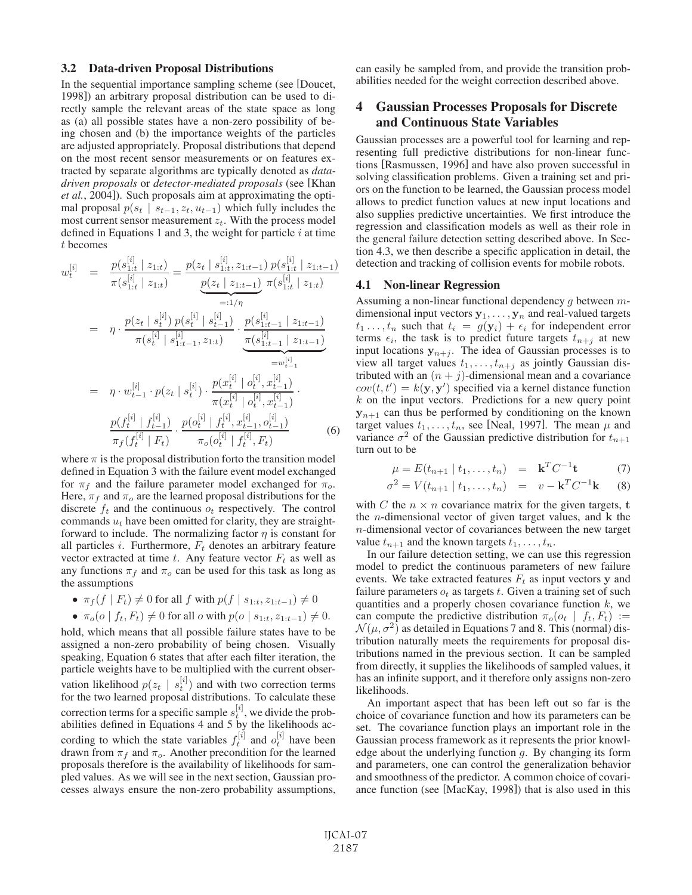### 3.2 Data-driven Proposal Distributions

In the sequential importance sampling scheme (see [Doucet, 1998]) an arbitrary proposal distribution can be used to directly sample the relevant areas of the state space as long as (a) all possible states have a non-zero possibility of being chosen and (b) the importance weights of the particles are adjusted appropriately. Proposal distributions that depend on the most recent sensor measurements or on features extracted by separate algorithms are typically denoted as *data-driven proposals* or *detector-mediated proposals* (see [Khan *et al.*, 2004]). Such proposals aim at approximating the optimal proposal $p(s_t \mid s_{t-1}, z_t, u_{t-1})$ which fully includes the most current sensor measurement $z_t$. With the process model defined in Equations 1 and 3, the weight for particle $i$ at time $t$ becomes

$$
\begin{aligned}
w_t^{[i]} &= \frac{p(s_{1:t}^{[i]} \mid z_{1:t})}{\pi(s_{1:t}^{[i]} \mid z_{1:t})} = \frac{p(z_t \mid s_{1:t}^{[i]}, z_{1:t-1})\, p(s_{1:t}^{[i]} \mid z_{1:t-1})}{\underbrace{p(z_t \mid z_{1:t-1})}_{=:1/\eta}\, \pi(s_{1:t}^{[i]} \mid z_{1:t})} \\
&= \eta \cdot \frac{p(z_t \mid s_t^{[i]})\, p(s_t^{[i]} \mid s_{t-1}^{[i]})}{\pi(s_t^{[i]} \mid s_{1:t-1}^{[i]}, z_{1:t})} \cdot \underbrace{\frac{p(s_{1:t-1}^{[i]} \mid z_{1:t-1})}{\pi(s_{1:t-1}^{[i]} \mid z_{1:t-1})}}_{=w_{t-1}^{[i]}} \\
&= \eta \cdot w_{t-1}^{[i]} \cdot p(z_t \mid s_t^{[i]}) \cdot \frac{p(x_t^{[i]} \mid o_t^{[i]}, x_{t-1}^{[i]})}{\pi(x_t^{[i]} \mid o_t^{[i]}, x_{t-1}^{[i]})} \cdot \\
&\quad \frac{p(f_t^{[i]} \mid f_{t-1}^{[i]})}{\pi_f(f_t^{[i]} \mid F_t)} \cdot \frac{p(o_t^{[i]} \mid f_t^{[i]}, x_{t-1}^{[i]}, o_{t-1}^{[i]})}{\pi_o(o_t^{[i]} \mid f_t^{[i]}, F_t)} \qquad (6)
\end{aligned}
$$

where $\pi$ is the proposal distribution forto the transition model defined in Equation 3 with the failure event model exchanged for $\pi_f$ and the failure parameter model exchanged for $\pi_o$. Here, $\pi_f$ and $\pi_o$ are the learned proposal distributions for the discrete $f_t$ and the continuous $o_t$ respectively. The control commands $u_t$ have been omitted for clarity, they are straightforward to include. The normalizing factor $\eta$ is constant for all particles $i$. Furthermore, $F_t$ denotes an arbitrary feature vector extracted at time $t$. Any feature vector $F_t$ as well as any functions $\pi_f$ and $\pi_o$ can be used for this task as long as the assumptions

- $\pi_f(f \mid F_t) \neq 0$ for all $f$ with $p(f \mid s_{1:t}, z_{1:t-1}) \neq 0$
- $\pi_o(o \mid f_t, F_t) \neq 0$ for all $o$ with $p(o \mid s_{1:t}, z_{1:t-1}) \neq 0$.

hold, which means that all possible failure states have to be assigned a non-zero probability of being chosen. Visually speaking, Equation 6 states that after each filter iteration, the particle weights have to be multiplied with the current observation likelihood $p(z_t \mid s_t^{[i]})$ and with two correction terms for the two learned proposal distributions. To calculate these correction terms for a specific sample $s_t^{[i]}$, we divide the probabilities defined in Equations 4 and 5 by the likelihoods according to which the state variables $f_t^{[i]}$ and $o_t^{[i]}$ have been drawn from $\pi_f$ and $\pi_o$. Another precondition for the learned proposals therefore is the availability of likelihoods for sampled values. As we will see in the next section, Gaussian processes always ensure the non-zero probability assumptions, can easily be sampled from, and provide the transition probabilities needed for the weight correction described above.

## 4 Gaussian Processes Proposals for Discrete and Continuous State Variables

Gaussian processes are a powerful tool for learning and representing full predictive distributions for non-linear functions [Rasmussen, 1996] and have also proven successful in solving classification problems. Given a training set and priors on the function to be learned, the Gaussian process model allows to predict function values at new input locations and also supplies predictive uncertainties. We first introduce the regression and classification models as well as their role in the general failure detection setting described above. In Section 4.3, we then describe a specific application in detail, the detection and tracking of collision events for mobile robots.

### 4.1 Non-linear Regression

Assuming a non-linear functional dependency $g$ between $m$-dimensional input vectors $\mathbf{y}_1, \ldots, \mathbf{y}_n$ and real-valued targets $t_1 \ldots, t_n$ such that $t_i = g(\mathbf{y}_i) + \epsilon_i$ for independent error terms $\epsilon_i$, the task is to predict future targets $t_{n+j}$ at new input locations $\mathbf{y}_{n+j}$. The idea of Gaussian processes is to view all target values $t_1, \ldots, t_{n+j}$ as jointly Gaussian distributed with an $(n+j)$-dimensional mean and a covariance $cov(t, t') = k(\mathbf{y}, \mathbf{y}')$ specified via a kernel distance function $k$ on the input vectors. Predictions for a new query point $\mathbf{y}_{n+1}$ can thus be performed by conditioning on the known target values $t_1, \ldots, t_n$, see [Neal, 1997]. The mean $\mu$ and variance $\sigma^2$ of the Gaussian predictive distribution for $t_{n+1}$ turn out to be

$$\mu = E(t_{n+1} \mid t_1, \ldots, t_n) \; = \; \mathbf{k}^T C^{-1} \mathbf{t} \qquad (7)$$

$$\sigma^2 = V(t_{n+1} \mid t_1, \ldots, t_n) \; = \; v - \mathbf{k}^T C^{-1} \mathbf{k} \qquad (8)$$

with $C$ the $n \times n$ covariance matrix for the given targets, $\mathbf{t}$ the $n$-dimensional vector of given target values, and $\mathbf{k}$ the $n$-dimensional vector of covariances between the new target value $t_{n+1}$ and the known targets $t_1, \ldots, t_n$.

In our failure detection setting, we can use this regression model to predict the continuous parameters of new failure events. We take extracted features $F_t$ as input vectors $\mathbf{y}$ and failure parameters $o_t$ as targets $t$. Given a training set of such quantities and a properly chosen covariance function $k$, we can compute the predictive distribution $\pi_o(o_t \mid f_t, F_t) := \mathcal{N}(\mu, \sigma^2)$ as detailed in Equations 7 and 8. This (normal) distribution naturally meets the requirements for proposal distributions named in the previous section. It can be sampled from directly, it supplies the likelihoods of sampled values, it has an infinite support, and it therefore only assigns non-zero likelihoods.

An important aspect that has been left out so far is the choice of covariance function and how its parameters can be set. The covariance function plays an important role in the Gaussian process framework as it represents the prior knowledge about the underlying function $g$. By changing its form and parameters, one can control the generalization behavior and smoothness of the predictor. A common choice of covariance function (see [MacKay, 1998]) that is also used in this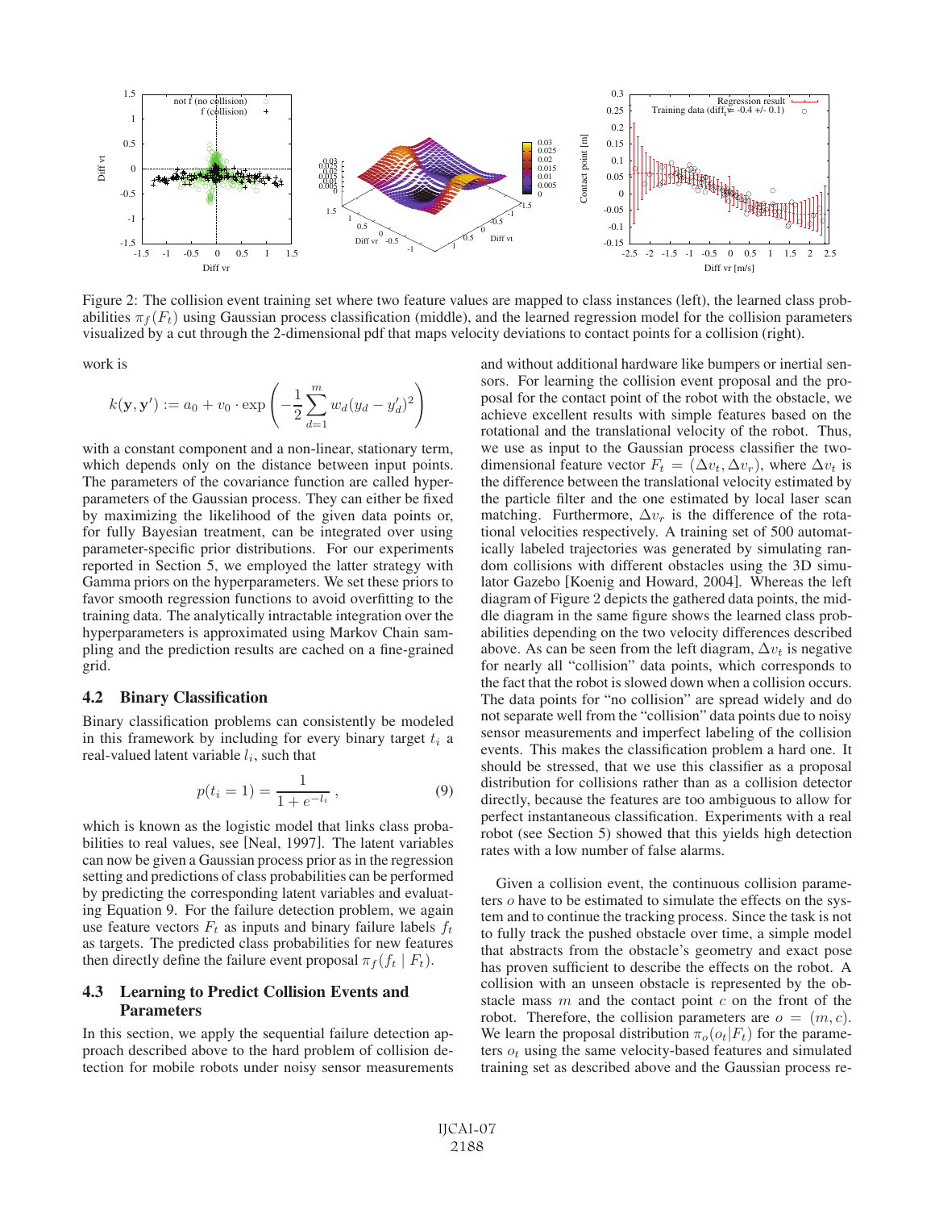Figure 2: The collision event training set where two feature values are mapped to class instances (left), the learned class probabilities $\pi_f(F_t)$ using Gaussian process classification (middle), and the learned regression model for the collision parameters visualized by a cut through the 2-dimensional pdf that maps velocity deviations to contact points for a collision (right).

work is

$$k(\mathbf{y}, \mathbf{y}') := a_0 + v_0 \cdot \exp\left(-\frac{1}{2}\sum_{d=1}^{m} w_d (y_d - y_d')^2\right)$$

with a constant component and a non-linear, stationary term, which depends only on the distance between input points. The parameters of the covariance function are called hyperparameters of the Gaussian process. They can either be fixed by maximizing the likelihood of the given data points or, for fully Bayesian treatment, can be integrated over using parameter-specific prior distributions. For our experiments reported in Section 5, we employed the latter strategy with Gamma priors on the hyperparameters. We set these priors to favor smooth regression functions to avoid overfitting to the training data. The analytically intractable integration over the hyperparameters is approximated using Markov Chain sampling and the prediction results are cached on a fine-grained grid.

## 4.2 Binary Classification

Binary classification problems can consistently be modeled in this framework by including for every binary target $t_i$ a real-valued latent variable $l_i$, such that

$$p(t_i = 1) = \frac{1}{1 + e^{-l_i}}, \tag{9}$$

which is known as the logistic model that links class probabilities to real values, see [Neal, 1997]. The latent variables can now be given a Gaussian process prior as in the regression setting and predictions of class probabilities can be performed by predicting the corresponding latent variables and evaluating Equation 9. For the failure detection problem, we again use feature vectors $F_t$ as inputs and binary failure labels $f_t$ as targets. The predicted class probabilities for new features then directly define the failure event proposal $\pi_f(f_t \mid F_t)$.

## 4.3 Learning to Predict Collision Events and Parameters

In this section, we apply the sequential failure detection approach described above to the hard problem of collision detection for mobile robots under noisy sensor measurements and without additional hardware like bumpers or inertial sensors. For learning the collision event proposal and the proposal for the contact point of the robot with the obstacle, we achieve excellent results with simple features based on the rotational and the translational velocity of the robot. Thus, we use as input to the Gaussian process classifier the two-dimensional feature vector $F_t = (\Delta v_t, \Delta v_r)$, where $\Delta v_t$ is the difference between the translational velocity estimated by the particle filter and the one estimated by local laser scan matching. Furthermore, $\Delta v_r$ is the difference of the rotational velocities respectively. A training set of 500 automatically labeled trajectories was generated by simulating random collisions with different obstacles using the 3D simulator Gazebo [Koenig and Howard, 2004]. Whereas the left diagram of Figure 2 depicts the gathered data points, the middle diagram in the same figure shows the learned class probabilities depending on the two velocity differences described above. As can be seen from the left diagram, $\Delta v_t$ is negative for nearly all "collision" data points, which corresponds to the fact that the robot is slowed down when a collision occurs. The data points for "no collision" are spread widely and do not separate well from the "collision" data points due to noisy sensor measurements and imperfect labeling of the collision events. This makes the classification problem a hard one. It should be stressed, that we use this classifier as a proposal distribution for collisions rather than as a collision detector directly, because the features are too ambiguous to allow for perfect instantaneous classification. Experiments with a real robot (see Section 5) showed that this yields high detection rates with a low number of false alarms.

Given a collision event, the continuous collision parameters $o$ have to be estimated to simulate the effects on the system and to continue the tracking process. Since the task is not to fully track the pushed obstacle over time, a simple model that abstracts from the obstacle's geometry and exact pose has proven sufficient to describe the effects on the robot. A collision with an unseen obstacle is represented by the obstacle mass $m$ and the contact point $c$ on the front of the robot. Therefore, the collision parameters are $o = (m, c)$. We learn the proposal distribution $\pi_o(o_t|F_t)$ for the parameters $o_t$ using the same velocity-based features and simulated training set as described above and the Gaussian process re-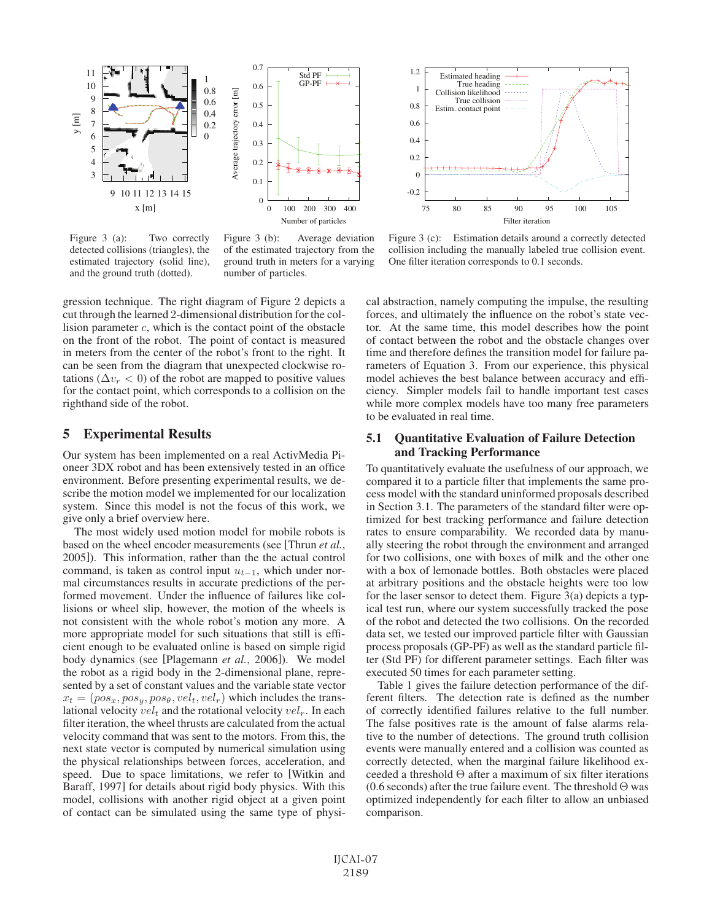Figure 3 (a): Two correctly detected collisions (triangles), the estimated trajectory (solid line), and the ground truth (dotted).

Figure 3 (b): Average deviation of the estimated trajectory from the ground truth in meters for a varying number of particles.

Figure 3 (c): Estimation details around a correctly detected collision including the manually labeled true collision event. One filter iteration corresponds to 0.1 seconds.

gression technique. The right diagram of Figure 2 depicts a cut through the learned 2-dimensional distribution for the collision parameter $c$, which is the contact point of the obstacle on the front of the robot. The point of contact is measured in meters from the center of the robot's front to the right. It can be seen from the diagram that unexpected clockwise rotations ($\Delta v_r < 0$) of the robot are mapped to positive values for the contact point, which corresponds to a collision on the righthand side of the robot.

## 5 Experimental Results

Our system has been implemented on a real ActivMedia Pioneer 3DX robot and has been extensively tested in an office environment. Before presenting experimental results, we describe the motion model we implemented for our localization system. Since this model is not the focus of this work, we give only a brief overview here.

The most widely used motion model for mobile robots is based on the wheel encoder measurements (see [Thrun *et al.*, 2005]). This information, rather than the the actual control command, is taken as control input $u_{t-1}$, which under normal circumstances results in accurate predictions of the performed movement. Under the influence of failures like collisions or wheel slip, however, the motion of the wheels is not consistent with the whole robot's motion any more. A more appropriate model for such situations that still is efficient enough to be evaluated online is based on simple rigid body dynamics (see [Plagemann *et al.*, 2006]). We model the robot as a rigid body in the 2-dimensional plane, represented by a set of constant values and the variable state vector $x_t = (pos_x, pos_y, pos_\theta, vel_t, vel_r)$ which includes the translational velocity $vel_t$ and the rotational velocity $vel_r$. In each filter iteration, the wheel thrusts are calculated from the actual velocity command that was sent to the motors. From this, the next state vector is computed by numerical simulation using the physical relationships between forces, acceleration, and speed. Due to space limitations, we refer to [Witkin and Baraff, 1997] for details about rigid body physics. With this model, collisions with another rigid object at a given point of contact can be simulated using the same type of physical abstraction, namely computing the impulse, the resulting forces, and ultimately the influence on the robot's state vector. At the same time, this model describes how the point of contact between the robot and the obstacle changes over time and therefore defines the transition model for failure parameters of Equation 3. From our experience, this physical model achieves the best balance between accuracy and efficiency. Simpler models fail to handle important test cases while more complex models have too many free parameters to be evaluated in real time.

### 5.1 Quantitative Evaluation of Failure Detection and Tracking Performance

To quantitatively evaluate the usefulness of our approach, we compared it to a particle filter that implements the same process model with the standard uninformed proposals described in Section 3.1. The parameters of the standard filter were optimized for best tracking performance and failure detection rates to ensure comparability. We recorded data by manually steering the robot through the environment and arranged for two collisions, one with boxes of milk and the other one with a box of lemonade bottles. Both obstacles were placed at arbitrary positions and the obstacle heights were too low for the laser sensor to detect them. Figure 3(a) depicts a typical test run, where our system successfully tracked the pose of the robot and detected the two collisions. On the recorded data set, we tested our improved particle filter with Gaussian process proposals (GP-PF) as well as the standard particle filter (Std PF) for different parameter settings. Each filter was executed 50 times for each parameter setting.

Table 1 gives the failure detection performance of the different filters. The detection rate is defined as the number of correctly identified failures relative to the full number. The false positives rate is the amount of false alarms relative to the number of detections. The ground truth collision events were manually entered and a collision was counted as correctly detected, when the marginal failure likelihood exceeded a threshold $\Theta$ after a maximum of six filter iterations (0.6 seconds) after the true failure event. The threshold $\Theta$ was optimized independently for each filter to allow an unbiased comparison.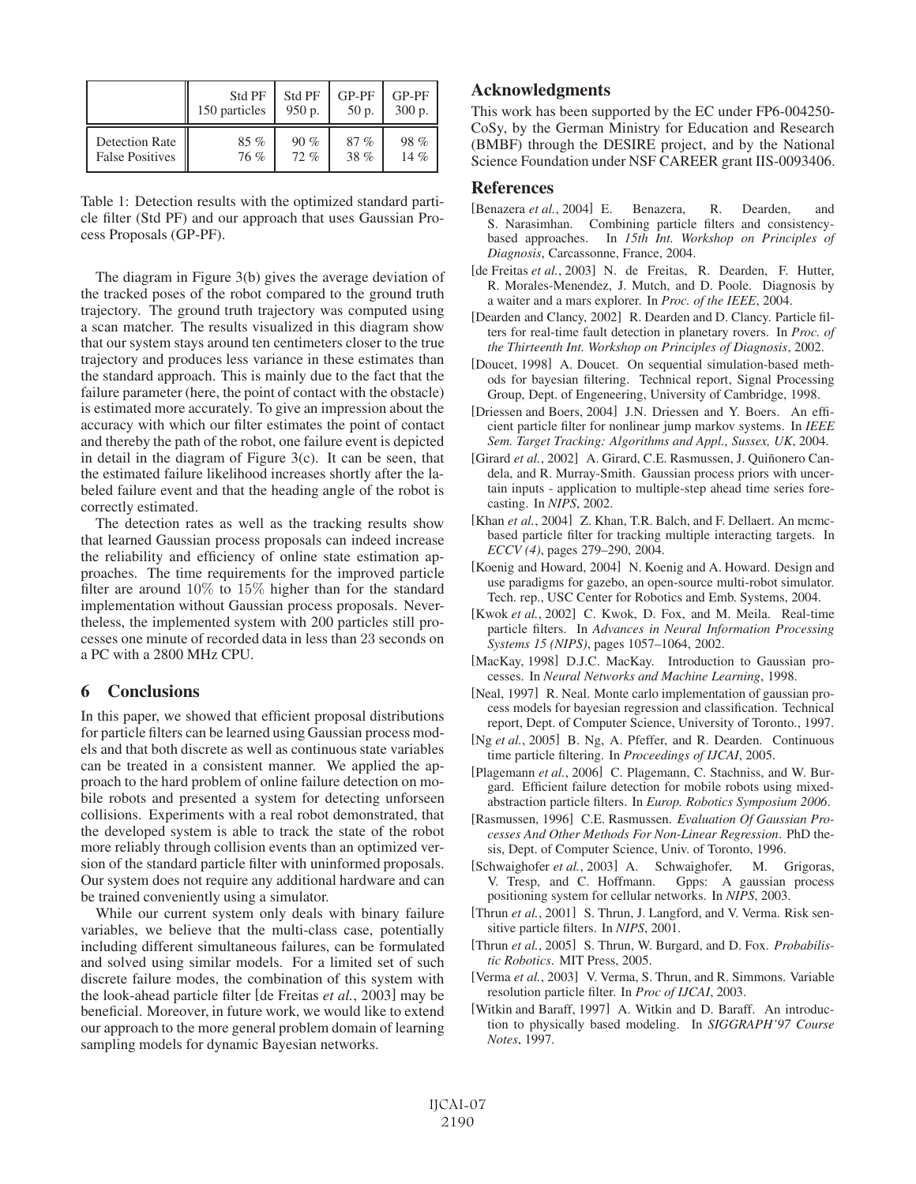| | Std PF 150 particles | Std PF 950 p. | GP-PF 50 p. | GP-PF 300 p. |
|---|---|---|---|---|
| Detection Rate | 85 % | 90 % | 87 % | 98 % |
| False Positives | 76 % | 72 % | 38 % | 14 % |

Table 1: Detection results with the optimized standard particle filter (Std PF) and our approach that uses Gaussian Process Proposals (GP-PF).

The diagram in Figure 3(b) gives the average deviation of the tracked poses of the robot compared to the ground truth trajectory. The ground truth trajectory was computed using a scan matcher. The results visualized in this diagram show that our system stays around ten centimeters closer to the true trajectory and produces less variance in these estimates than the standard approach. This is mainly due to the fact that the failure parameter (here, the point of contact with the obstacle) is estimated more accurately. To give an impression about the accuracy with which our filter estimates the point of contact and thereby the path of the robot, one failure event is depicted in detail in the diagram of Figure 3(c). It can be seen, that the estimated failure likelihood increases shortly after the labeled failure event and that the heading angle of the robot is correctly estimated.

The detection rates as well as the tracking results show that learned Gaussian process proposals can indeed increase the reliability and efficiency of online state estimation approaches. The time requirements for the improved particle filter are around $10\%$ to $15\%$ higher than for the standard implementation without Gaussian process proposals. Nevertheless, the implemented system with 200 particles still processes one minute of recorded data in less than 23 seconds on a PC with a 2800 MHz CPU.

## 6 Conclusions

In this paper, we showed that efficient proposal distributions for particle filters can be learned using Gaussian process models and that both discrete as well as continuous state variables can be treated in a consistent manner. We applied the approach to the hard problem of online failure detection on mobile robots and presented a system for detecting unforseen collisions. Experiments with a real robot demonstrated, that the developed system is able to track the state of the robot more reliably through collision events than an optimized version of the standard particle filter with uninformed proposals. Our system does not require any additional hardware and can be trained conveniently using a simulator.

While our current system only deals with binary failure variables, we believe that the multi-class case, potentially including different simultaneous failures, can be formulated and solved using similar models. For a limited set of such discrete failure modes, the combination of this system with the look-ahead particle filter [de Freitas *et al.*, 2003] may be beneficial. Moreover, in future work, we would like to extend our approach to the more general problem domain of learning sampling models for dynamic Bayesian networks.

## Acknowledgments

This work has been supported by the EC under FP6-004250-CoSy, by the German Ministry for Education and Research (BMBF) through the DESIRE project, and by the National Science Foundation under NSF CAREER grant IIS-0093406.

## References

[Benazera *et al.*, 2004] E. Benazera, R. Dearden, and S. Narasimhan. Combining particle filters and consistency-based approaches. In *15th Int. Workshop on Principles of Diagnosis*, Carcassonne, France, 2004.

[de Freitas *et al.*, 2003] N. de Freitas, R. Dearden, F. Hutter, R. Morales-Menendez, J. Mutch, and D. Poole. Diagnosis by a waiter and a mars explorer. In *Proc. of the IEEE*, 2004.

[Dearden and Clancy, 2002] R. Dearden and D. Clancy. Particle filters for real-time fault detection in planetary rovers. In *Proc. of the Thirteenth Int. Workshop on Principles of Diagnosis*, 2002.

[Doucet, 1998] A. Doucet. On sequential simulation-based methods for bayesian filtering. Technical report, Signal Processing Group, Dept. of Engeneering, University of Cambridge, 1998.

[Driessen and Boers, 2004] J.N. Driessen and Y. Boers. An efficient particle filter for nonlinear jump markov systems. In *IEEE Sem. Target Tracking: Algorithms and Appl., Sussex, UK*, 2004.

[Girard *et al.*, 2002] A. Girard, C.E. Rasmussen, J. Quiñonero Candela, and R. Murray-Smith. Gaussian process priors with uncertain inputs - application to multiple-step ahead time series forecasting. In *NIPS*, 2002.

[Khan *et al.*, 2004] Z. Khan, T.R. Balch, and F. Dellaert. An mcmc-based particle filter for tracking multiple interacting targets. In *ECCV (4)*, pages 279–290, 2004.

[Koenig and Howard, 2004] N. Koenig and A. Howard. Design and use paradigms for gazebo, an open-source multi-robot simulator. Tech. rep., USC Center for Robotics and Emb. Systems, 2004.

[Kwok *et al.*, 2002] C. Kwok, D. Fox, and M. Meila. Real-time particle filters. In *Advances in Neural Information Processing Systems 15 (NIPS)*, pages 1057–1064, 2002.

[MacKay, 1998] D.J.C. MacKay. Introduction to Gaussian processes. In *Neural Networks and Machine Learning*, 1998.

[Neal, 1997] R. Neal. Monte carlo implementation of gaussian process models for bayesian regression and classification. Technical report, Dept. of Computer Science, University of Toronto., 1997.

[Ng *et al.*, 2005] B. Ng, A. Pfeffer, and R. Dearden. Continuous time particle filtering. In *Proceedings of IJCAI*, 2005.

[Plagemann *et al.*, 2006] C. Plagemann, C. Stachniss, and W. Burgard. Efficient failure detection for mobile robots using mixed-abstraction particle filters. In *Europ. Robotics Symposium 2006*.

[Rasmussen, 1996] C.E. Rasmussen. *Evaluation Of Gaussian Processes And Other Methods For Non-Linear Regression*. PhD thesis, Dept. of Computer Science, Univ. of Toronto, 1996.

[Schwaighofer *et al.*, 2003] A. Schwaighofer, M. Grigoras, V. Tresp, and C. Hoffmann. Gpps: A gaussian process positioning system for cellular networks. In *NIPS*, 2003.

[Thrun *et al.*, 2001] S. Thrun, J. Langford, and V. Verma. Risk sensitive particle filters. In *NIPS*, 2001.

[Thrun *et al.*, 2005] S. Thrun, W. Burgard, and D. Fox. *Probabilistic Robotics*. MIT Press, 2005.

[Verma *et al.*, 2003] V. Verma, S. Thrun, and R. Simmons. Variable resolution particle filter. In *Proc of IJCAI*, 2003.

[Witkin and Baraff, 1997] A. Witkin and D. Baraff. An introduction to physically based modeling. In *SIGGRAPH'97 Course Notes*, 1997.